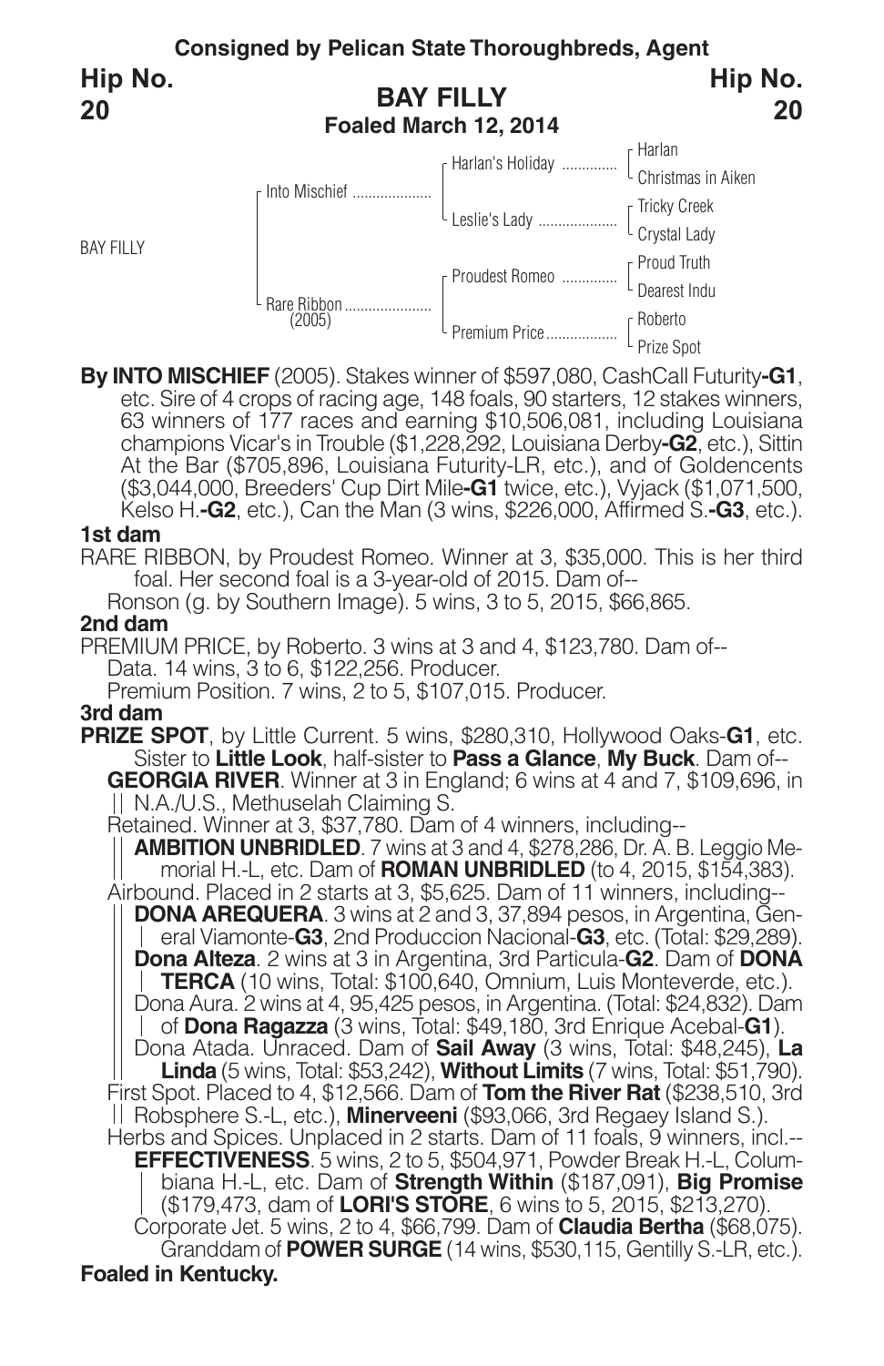**Consigned by Pelican State Thoroughbreds, Agent**

**Hip No. 20**

## BAY FILLY

**Foaled March 12, 2014**

| | | | |
|---|---|---|---|
| BAY FILLY | Into Mischief | Harlan's Holiday | Harlan |
| | | | Christmas in Aiken |
| | | Leslie's Lady | Tricky Creek |
| | | | Crystal Lady |
| | Rare Ribbon (2005) | Proudest Romeo | Proud Truth |
| | | | Dearest Indu |
| | | Premium Price | Roberto |
| | | | Prize Spot |

**By INTO MISCHIEF** (2005). Stakes winner of $597,080, CashCall Futurity-**G1**, etc. Sire of 4 crops of racing age, 148 foals, 90 starters, 12 stakes winners, 63 winners of 177 races and earning $10,506,081, including Louisiana champions Vicar's in Trouble ($1,228,292, Louisiana Derby-**G2**, etc.), Sittin At the Bar ($705,896, Louisiana Futurity-LR, etc.), and of Goldencents ($3,044,000, Breeders' Cup Dirt Mile-**G1** twice, etc.), Vyjack ($1,071,500, Kelso H.-**G2**, etc.), Can the Man (3 wins, $226,000, Affirmed S.-**G3**, etc.).

**1st dam**

RARE RIBBON, by Proudest Romeo. Winner at 3, $35,000. This is her third foal. Her second foal is a 3-year-old of 2015. Dam of--

Ronson (g. by Southern Image). 5 wins, 3 to 5, 2015, $66,865.

**2nd dam**

PREMIUM PRICE, by Roberto. 3 wins at 3 and 4, $123,780. Dam of--

Data. 14 wins, 3 to 6, $122,256. Producer.

Premium Position. 7 wins, 2 to 5, $107,015. Producer.

**3rd dam**

**PRIZE SPOT**, by Little Current. 5 wins, $280,310, Hollywood Oaks-**G1**, etc. Sister to **Little Look**, half-sister to **Pass a Glance**, **My Buck**. Dam of--

**GEORGIA RIVER**. Winner at 3 in England; 6 wins at 4 and 7, $109,696, in N.A./U.S., Methuselah Claiming S.

Retained. Winner at 3, $37,780. Dam of 4 winners, including--

**AMBITION UNBRIDLED**. 7 wins at 3 and 4, $278,286, Dr. A. B. Leggio Memorial H.-L, etc. Dam of **ROMAN UNBRIDLED** (to 4, 2015, $154,383).

Airbound. Placed in 2 starts at 3, $5,625. Dam of 11 winners, including--

**DONA AREQUERA**. 3 wins at 2 and 3, 37,894 pesos, in Argentina, General Viamonte-**G3**, 2nd Produccion Nacional-**G3**, etc. (Total: $29,289).

**Dona Alteza**. 2 wins at 3 in Argentina, 3rd Particula-**G2**. Dam of **DONA TERCA** (10 wins, Total: $100,640, Omnium, Luis Monteverde, etc.).

Dona Aura. 2 wins at 4, 95,425 pesos, in Argentina. (Total: $24,832). Dam of **Dona Ragazza** (3 wins, Total: $49,180, 3rd Enrique Acebal-**G1**).

Dona Atada. Unraced. Dam of **Sail Away** (3 wins, Total: $48,245), **La Linda** (5 wins, Total: $53,242), **Without Limits** (7 wins, Total: $51,790).

First Spot. Placed to 4, $12,566. Dam of **Tom the River Rat** ($238,510, 3rd Robsphere S.-L, etc.), **Minerveeni** ($93,066, 3rd Regaey Island S.).

Herbs and Spices. Unplaced in 2 starts. Dam of 11 foals, 9 winners, incl.--

**EFFECTIVENESS**. 5 wins, 2 to 5, $504,971, Powder Break H.-L, Columbiana H.-L, etc. Dam of **Strength Within** ($187,091), **Big Promise** ($179,473, dam of **LORI'S STORE**, 6 wins to 5, 2015, $213,270).

Corporate Jet. 5 wins, 2 to 4, $66,799. Dam of **Claudia Bertha** ($68,075). Granddam of **POWER SURGE** (14 wins, $530,115, Gentilly S.-LR, etc.).

**Foaled in Kentucky.**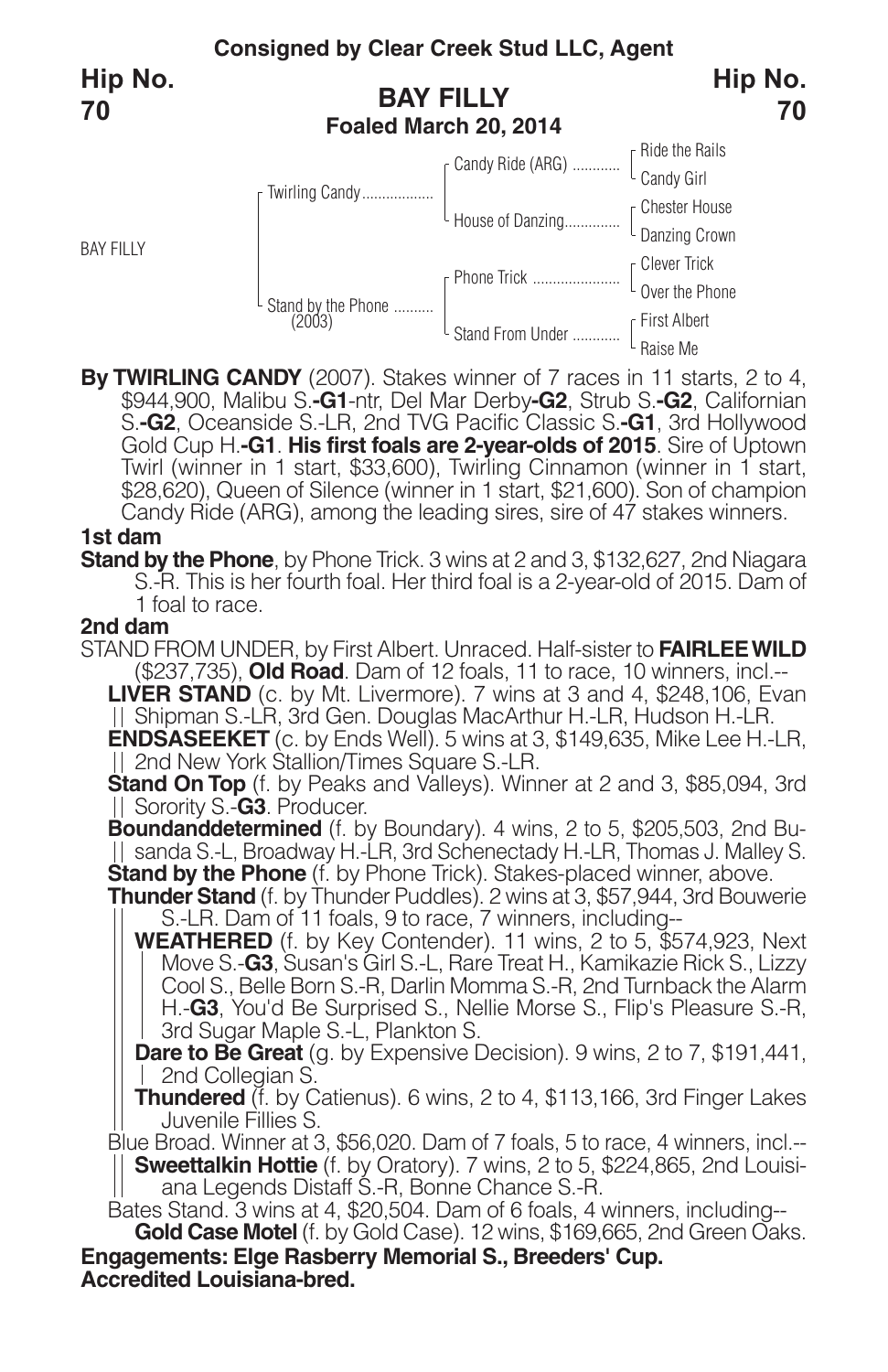**Consigned by Clear Creek Stud LLC, Agent**

**Hip No. 70**

## BAY FILLY

**Foaled March 20, 2014**

| | | | |
|---|---|---|---|
| BAY FILLY | Twirling Candy | Candy Ride (ARG) | Ride the Rails |
| | | | Candy Girl |
| | | House of Danzing | Chester House |
| | | | Danzing Crown |
| | Stand by the Phone (2003) | Phone Trick | Clever Trick |
| | | | Over the Phone |
| | | Stand From Under | First Albert |
| | | | Raise Me |

**By TWIRLING CANDY** (2007). Stakes winner of 7 races in 11 starts, 2 to 4, $944,900, Malibu S.**-G1**-ntr, Del Mar Derby**-G2**, Strub S.**-G2**, Californian S.**-G2**, Oceanside S.-LR, 2nd TVG Pacific Classic S.**-G1**, 3rd Hollywood Gold Cup H.**-G1**. **His first foals are 2-year-olds of 2015**. Sire of Uptown Twirl (winner in 1 start, $33,600), Twirling Cinnamon (winner in 1 start, $28,620), Queen of Silence (winner in 1 start, $21,600). Son of champion Candy Ride (ARG), among the leading sires, sire of 47 stakes winners.

**1st dam**

**Stand by the Phone**, by Phone Trick. 3 wins at 2 and 3, $132,627, 2nd Niagara S.-R. This is her fourth foal. Her third foal is a 2-year-old of 2015. Dam of 1 foal to race.

**2nd dam**

STAND FROM UNDER, by First Albert. Unraced. Half-sister to **FAIRLEE WILD** ($237,735), **Old Road**. Dam of 12 foals, 11 to race, 10 winners, incl.--

- **LIVER STAND** (c. by Mt. Livermore). 7 wins at 3 and 4, $248,106, Evan Shipman S.-LR, 3rd Gen. Douglas MacArthur H.-LR, Hudson H.-LR.
- **ENDSASEEKET** (c. by Ends Well). 5 wins at 3, $149,635, Mike Lee H.-LR, 2nd New York Stallion/Times Square S.-LR.
- **Stand On Top** (f. by Peaks and Valleys). Winner at 2 and 3, $85,094, 3rd Sorority S.-**G3**. Producer.
- **Boundanddetermined** (f. by Boundary). 4 wins, 2 to 5, $205,503, 2nd Busanda S.-L, Broadway H.-LR, 3rd Schenectady H.-LR, Thomas J. Malley S.
- **Stand by the Phone** (f. by Phone Trick). Stakes-placed winner, above.
- **Thunder Stand** (f. by Thunder Puddles). 2 wins at 3, $57,944, 3rd Bouwerie S.-LR. Dam of 11 foals, 9 to race, 7 winners, including--
  - **WEATHERED** (f. by Key Contender). 11 wins, 2 to 5, $574,923, Next Move S.-**G3**, Susan's Girl S.-L, Rare Treat H., Kamikazie Rick S., Lizzy Cool S., Belle Born S.-R, Darlin Momma S.-R, 2nd Turnback the Alarm H.-**G3**, You'd Be Surprised S., Nellie Morse S., Flip's Pleasure S.-R, 3rd Sugar Maple S.-L, Plankton S.
  - **Dare to Be Great** (g. by Expensive Decision). 9 wins, 2 to 7, $191,441, 2nd Collegian S.
  - **Thundered** (f. by Catienus). 6 wins, 2 to 4, $113,166, 3rd Finger Lakes Juvenile Fillies S.
- Blue Broad. Winner at 3, $56,020. Dam of 7 foals, 5 to race, 4 winners, incl.--
  - **Sweettalkin Hottie** (f. by Oratory). 7 wins, 2 to 5, $224,865, 2nd Louisiana Legends Distaff S.-R, Bonne Chance S.-R.
- Bates Stand. 3 wins at 4, $20,504. Dam of 6 foals, 4 winners, including--
  - **Gold Case Motel** (f. by Gold Case). 12 wins, $169,665, 2nd Green Oaks.

**Engagements: Elge Rasberry Memorial S., Breeders' Cup.**
**Accredited Louisiana-bred.**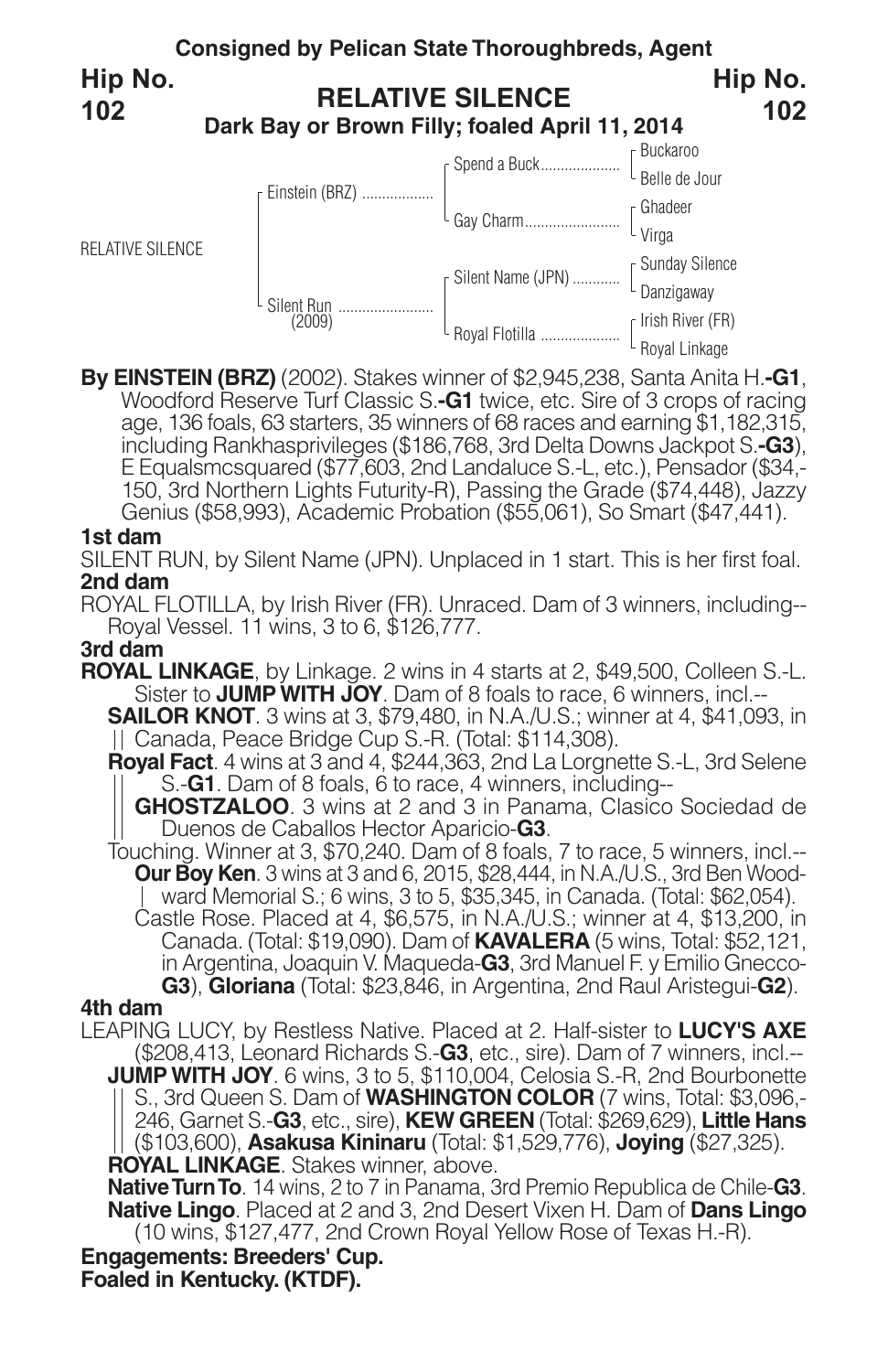**Consigned by Pelican State Thoroughbreds, Agent**

**Hip No. 102**

# RELATIVE SILENCE

**Dark Bay or Brown Filly; foaled April 11, 2014**

| | | | |
|---|---|---|---|
| RELATIVE SILENCE | Einstein (BRZ) | Spend a Buck | Buckaroo |
| | | | Belle de Jour |
| | | Gay Charm | Ghadeer |
| | | | Virga |
| | Silent Run (2009) | Silent Name (JPN) | Sunday Silence |
| | | | Danzigaway |
| | | Royal Flotilla | Irish River (FR) |
| | | | Royal Linkage |

**By EINSTEIN (BRZ)** (2002). Stakes winner of $2,945,238, Santa Anita H.-**G1**, Woodford Reserve Turf Classic S.-**G1** twice, etc. Sire of 3 crops of racing age, 136 foals, 63 starters, 35 winners of 68 races and earning $1,182,315, including Rankhasprivileges ($186,768, 3rd Delta Downs Jackpot S.-**G3**), E Equalsmcsquared ($77,603, 2nd Landaluce S.-L, etc.), Pensador ($34,-150, 3rd Northern Lights Futurity-R), Passing the Grade ($74,448), Jazzy Genius ($58,993), Academic Probation ($55,061), So Smart ($47,441).

**1st dam**

SILENT RUN, by Silent Name (JPN). Unplaced in 1 start. This is her first foal.

**2nd dam**

ROYAL FLOTILLA, by Irish River (FR). Unraced. Dam of 3 winners, including--
Royal Vessel. 11 wins, 3 to 6, $126,777.

**3rd dam**

**ROYAL LINKAGE**, by Linkage. 2 wins in 4 starts at 2, $49,500, Colleen S.-L. Sister to **JUMP WITH JOY**. Dam of 8 foals to race, 6 winners, incl.--

**SAILOR KNOT**. 3 wins at 3, $79,480, in N.A./U.S.; winner at 4, $41,093, in Canada, Peace Bridge Cup S.-R. (Total: $114,308).

**Royal Fact**. 4 wins at 3 and 4, $244,363, 2nd La Lorgnette S.-L, 3rd Selene S.-**G1**. Dam of 8 foals, 6 to race, 4 winners, including--

**GHOSTZALOO**. 3 wins at 2 and 3 in Panama, Clasico Sociedad de Duenos de Caballos Hector Aparicio-**G3**.

Touching. Winner at 3, $70,240. Dam of 8 foals, 7 to race, 5 winners, incl.--

**Our Boy Ken**. 3 wins at 3 and 6, 2015, $28,444, in N.A./U.S., 3rd Ben Woodward Memorial S.; 6 wins, 3 to 5, $35,345, in Canada. (Total: $62,054).

Castle Rose. Placed at 4, $6,575, in N.A./U.S.; winner at 4, $13,200, in Canada. (Total: $19,090). Dam of **KAVALERA** (5 wins, Total: $52,121, in Argentina, Joaquin V. Maqueda-**G3**, 3rd Manuel F. y Emilio Gnecco-**G3**), **Gloriana** (Total: $23,846, in Argentina, 2nd Raul Aristegui-**G2**).

**4th dam**

LEAPING LUCY, by Restless Native. Placed at 2. Half-sister to **LUCY'S AXE** ($208,413, Leonard Richards S.-**G3**, etc., sire). Dam of 7 winners, incl.--

**JUMP WITH JOY**. 6 wins, 3 to 5, $110,004, Celosia S.-R, 2nd Bourbonette S., 3rd Queen S. Dam of **WASHINGTON COLOR** (7 wins, Total: $3,096,-246, Garnet S.-**G3**, etc., sire), **KEW GREEN** (Total: $269,629), **Little Hans** ($103,600), **Asakusa Kininaru** (Total: $1,529,776), **Joying** ($27,325).

**ROYAL LINKAGE**. Stakes winner, above.

**Native Turn To**. 14 wins, 2 to 7 in Panama, 3rd Premio Republica de Chile-**G3**.

**Native Lingo**. Placed at 2 and 3, 2nd Desert Vixen H. Dam of **Dans Lingo** (10 wins, $127,477, 2nd Crown Royal Yellow Rose of Texas H.-R).

**Engagements: Breeders' Cup.**

**Foaled in Kentucky. (KTDF).**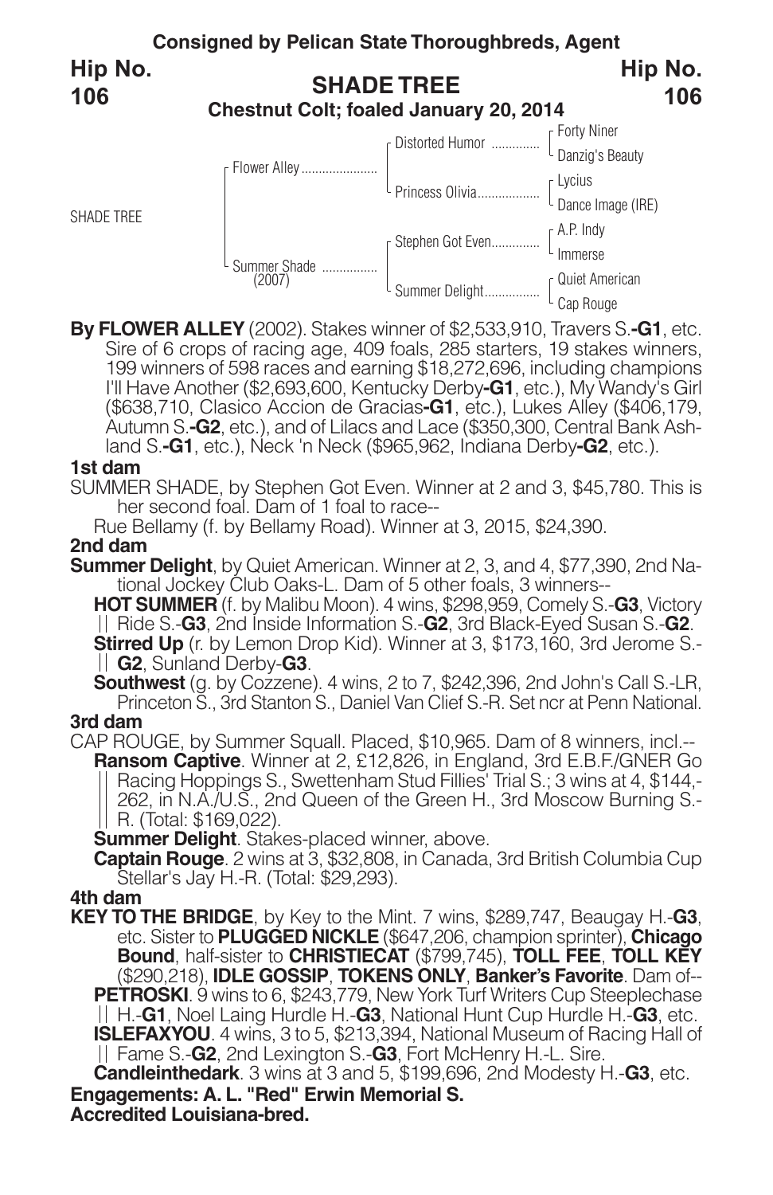**Consigned by Pelican State Thoroughbreds, Agent**

**Hip No. 106**

## SHADE TREE

**Chestnut Colt; foaled January 20, 2014**

| | | | |
|---|---|---|---|
| SHADE TREE | Flower Alley | Distorted Humor | Forty Niner |
| | | | Danzig's Beauty |
| | | Princess Olivia | Lycius |
| | | | Dance Image (IRE) |
| | Summer Shade (2007) | Stephen Got Even | A.P. Indy |
| | | | Immerse |
| | | Summer Delight | Quiet American |
| | | | Cap Rouge |

**By FLOWER ALLEY** (2002). Stakes winner of $2,533,910, Travers S.**-G1**, etc. Sire of 6 crops of racing age, 409 foals, 285 starters, 19 stakes winners, 199 winners of 598 races and earning $18,272,696, including champions I'll Have Another ($2,693,600, Kentucky Derby**-G1**, etc.), My Wandy's Girl ($638,710, Clasico Accion de Gracias**-G1**, etc.), Lukes Alley ($406,179, Autumn S.**-G2**, etc.), and of Lilacs and Lace ($350,300, Central Bank Ashland S.**-G1**, etc.), Neck 'n Neck ($965,962, Indiana Derby**-G2**, etc.).

**1st dam**

SUMMER SHADE, by Stephen Got Even. Winner at 2 and 3, $45,780. This is her second foal. Dam of 1 foal to race--

Rue Bellamy (f. by Bellamy Road). Winner at 3, 2015, $24,390.

**2nd dam**

**Summer Delight**, by Quiet American. Winner at 2, 3, and 4, $77,390, 2nd National Jockey Club Oaks-L. Dam of 5 other foals, 3 winners--

**HOT SUMMER** (f. by Malibu Moon). 4 wins, $298,959, Comely S.-**G3**, Victory Ride S.-**G3**, 2nd Inside Information S.-**G2**, 3rd Black-Eyed Susan S.-**G2**.

**Stirred Up** (r. by Lemon Drop Kid). Winner at 3, $173,160, 3rd Jerome S.-**G2**, Sunland Derby-**G3**.

**Southwest** (g. by Cozzene). 4 wins, 2 to 7, $242,396, 2nd John's Call S.-LR, Princeton S., 3rd Stanton S., Daniel Van Clief S.-R. Set ncr at Penn National.

**3rd dam**

CAP ROUGE, by Summer Squall. Placed, $10,965. Dam of 8 winners, incl.--

**Ransom Captive**. Winner at 2, £12,826, in England, 3rd E.B.F./GNER Go Racing Hoppings S., Swettenham Stud Fillies' Trial S.; 3 wins at 4, $144,262, in N.A./U.S., 2nd Queen of the Green H., 3rd Moscow Burning S.-R. (Total: $169,022).

**Summer Delight**. Stakes-placed winner, above.

**Captain Rouge**. 2 wins at 3, $32,808, in Canada, 3rd British Columbia Cup Stellar's Jay H.-R. (Total: $29,293).

**4th dam**

**KEY TO THE BRIDGE**, by Key to the Mint. 7 wins, $289,747, Beaugay H.-**G3**, etc. Sister to **PLUGGED NICKLE** ($647,206, champion sprinter), **Chicago Bound**, half-sister to **CHRISTIECAT** ($799,745), **TOLL FEE**, **TOLL KEY** ($290,218), **IDLE GOSSIP**, **TOKENS ONLY**, **Banker's Favorite**. Dam of--

**PETROSKI**. 9 wins to 6, $243,779, New York Turf Writers Cup Steeplechase H.-**G1**, Noel Laing Hurdle H.-**G3**, National Hunt Cup Hurdle H.-**G3**, etc.

**ISLEFAXYOU**. 4 wins, 3 to 5, $213,394, National Museum of Racing Hall of Fame S.-**G2**, 2nd Lexington S.-**G3**, Fort McHenry H.-L. Sire.

**Candleinthedark**. 3 wins at 3 and 5, $199,696, 2nd Modesty H.-**G3**, etc.

**Engagements: A. L. "Red" Erwin Memorial S.**

**Accredited Louisiana-bred.**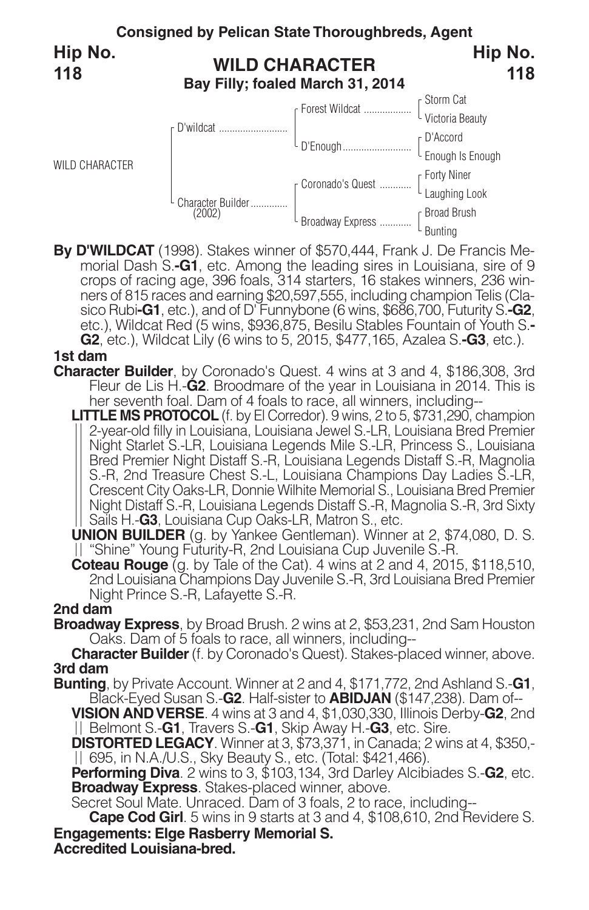**Consigned by Pelican State Thoroughbreds, Agent**

**Hip No. 118**

# WILD CHARACTER

**Bay Filly; foaled March 31, 2014**

| | | | |
|---|---|---|---|
| WILD CHARACTER | D'wildcat | Forest Wildcat | Storm Cat |
| | | | Victoria Beauty |
| | | D'Enough | D'Accord |
| | | | Enough Is Enough |
| | Character Builder (2002) | Coronado's Quest | Forty Niner |
| | | | Laughing Look |
| | | Broadway Express | Broad Brush |
| | | | Bunting |

**By D'WILDCAT** (1998). Stakes winner of $570,444, Frank J. De Francis Memorial Dash S.**-G1**, etc. Among the leading sires in Louisiana, sire of 9 crops of racing age, 396 foals, 314 starters, 16 stakes winners, 236 winners of 815 races and earning $20,597,555, including champion Telis (Clasico Rubi**-G1**, etc.), and of D' Funnybone (6 wins, $686,700, Futurity S.**-G2**, etc.), Wildcat Red (5 wins, $936,875, Besilu Stables Fountain of Youth S.**-G2**, etc.), Wildcat Lily (6 wins to 5, 2015, $477,165, Azalea S.**-G3**, etc.).

**1st dam**

**Character Builder**, by Coronado's Quest. 4 wins at 3 and 4, $186,308, 3rd Fleur de Lis H.-**G2**. Broodmare of the year in Louisiana in 2014. This is her seventh foal. Dam of 4 foals to race, all winners, including--

**LITTLE MS PROTOCOL** (f. by El Corredor). 9 wins, 2 to 5, $731,290, champion 2-year-old filly in Louisiana, Louisiana Jewel S.-LR, Louisiana Bred Premier Night Starlet S.-LR, Louisiana Legends Mile S.-LR, Princess S., Louisiana Bred Premier Night Distaff S.-R, Louisiana Legends Distaff S.-R, Magnolia S.-R, 2nd Treasure Chest S.-L, Louisiana Champions Day Ladies S.-LR, Crescent City Oaks-LR, Donnie Wilhite Memorial S., Louisiana Bred Premier Night Distaff S.-R, Louisiana Legends Distaff S.-R, Magnolia S.-R, 3rd Sixty Sails H.-**G3**, Louisiana Cup Oaks-LR, Matron S., etc.

**UNION BUILDER** (g. by Yankee Gentleman). Winner at 2, $74,080, D. S. "Shine" Young Futurity-R, 2nd Louisiana Cup Juvenile S.-R.

**Coteau Rouge** (g. by Tale of the Cat). 4 wins at 2 and 4, 2015, $118,510, 2nd Louisiana Champions Day Juvenile S.-R, 3rd Louisiana Bred Premier Night Prince S.-R, Lafayette S.-R.

**2nd dam**

**Broadway Express**, by Broad Brush. 2 wins at 2, $53,231, 2nd Sam Houston Oaks. Dam of 5 foals to race, all winners, including--

**Character Builder** (f. by Coronado's Quest). Stakes-placed winner, above.

**3rd dam**

**Bunting**, by Private Account. Winner at 2 and 4, $171,772, 2nd Ashland S.-**G1**, Black-Eyed Susan S.-**G2**. Half-sister to **ABIDJAN** ($147,238). Dam of--

**VISION AND VERSE**. 4 wins at 3 and 4, $1,030,330, Illinois Derby-**G2**, 2nd Belmont S.-**G1**, Travers S.-**G1**, Skip Away H.-**G3**, etc. Sire.

**DISTORTED LEGACY**. Winner at 3, $73,371, in Canada; 2 wins at 4, $350,695, in N.A./U.S., Sky Beauty S., etc. (Total: $421,466).

**Performing Diva**. 2 wins to 3, $103,134, 3rd Darley Alcibiades S.-**G2**, etc.

**Broadway Express**. Stakes-placed winner, above.

Secret Soul Mate. Unraced. Dam of 3 foals, 2 to race, including--

**Cape Cod Girl**. 5 wins in 9 starts at 3 and 4, $108,610, 2nd Revidere S.

**Engagements: Elge Rasberry Memorial S.**

**Accredited Louisiana-bred.**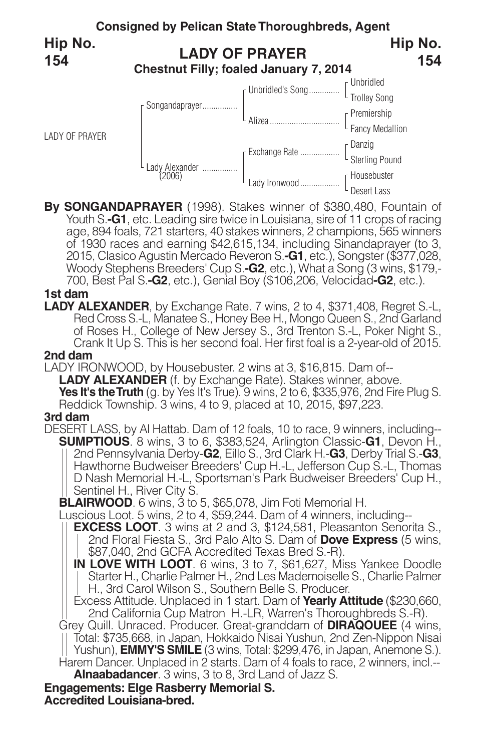**Consigned by Pelican State Thoroughbreds, Agent**

**Hip No. 154**

# LADY OF PRAYER

**Chestnut Filly; foaled January 7, 2014**

| | | | |
|---|---|---|---|
| LADY OF PRAYER | Songandaprayer | Unbridled's Song | Unbridled |
| | | | Trolley Song |
| | | Alizea | Premiership |
| | | | Fancy Medallion |
| | Lady Alexander (2006) | Exchange Rate | Danzig |
| | | | Sterling Pound |
| | | Lady Ironwood | Housebuster |
| | | | Desert Lass |

**By SONGANDAPRAYER** (1998). Stakes winner of $380,480, Fountain of Youth S.**-G1**, etc. Leading sire twice in Louisiana, sire of 11 crops of racing age, 894 foals, 721 starters, 40 stakes winners, 2 champions, 565 winners of 1930 races and earning $42,615,134, including Sinandaprayer (to 3, 2015, Clasico Agustin Mercado Reveron S.**-G1**, etc.), Songster ($377,028, Woody Stephens Breeders' Cup S.**-G2**, etc.), What a Song (3 wins, $179,-700, Best Pal S.**-G2**, etc.), Genial Boy ($106,206, Velocidad**-G2**, etc.).

**1st dam**

**LADY ALEXANDER**, by Exchange Rate. 7 wins, 2 to 4, $371,408, Regret S.-L, Red Cross S.-L, Manatee S., Honey Bee H., Mongo Queen S., 2nd Garland of Roses H., College of New Jersey S., 3rd Trenton S.-L, Poker Night S., Crank It Up S. This is her second foal. Her first foal is a 2-year-old of 2015.

**2nd dam**

LADY IRONWOOD, by Housebuster. 2 wins at 3, $16,815. Dam of--

**LADY ALEXANDER** (f. by Exchange Rate). Stakes winner, above.

**Yes It's the Truth** (g. by Yes It's True). 9 wins, 2 to 6, $335,976, 2nd Fire Plug S.

Reddick Township. 3 wins, 4 to 9, placed at 10, 2015, $97,223.

**3rd dam**

DESERT LASS, by Al Hattab. Dam of 12 foals, 10 to race, 9 winners, including--

**SUMPTIOUS**. 8 wins, 3 to 6, $383,524, Arlington Classic-**G1**, Devon H., 2nd Pennsylvania Derby-**G2**, Eillo S., 3rd Clark H.-**G3**, Derby Trial S.-**G3**, Hawthorne Budweiser Breeders' Cup H.-L, Jefferson Cup S.-L, Thomas D Nash Memorial H.-L, Sportsman's Park Budweiser Breeders' Cup H., Sentinel H., River City S.

**BLAIRWOOD**. 6 wins, 3 to 5, $65,078, Jim Foti Memorial H.

Luscious Loot. 5 wins, 2 to 4, $59,244. Dam of 4 winners, including--

**EXCESS LOOT**. 3 wins at 2 and 3, $124,581, Pleasanton Senorita S., 2nd Floral Fiesta S., 3rd Palo Alto S. Dam of **Dove Express** (5 wins, $87,040, 2nd GCFA Accredited Texas Bred S.-R).

**IN LOVE WITH LOOT**. 6 wins, 3 to 7, $61,627, Miss Yankee Doodle Starter H., Charlie Palmer H., 2nd Les Mademoiselle S., Charlie Palmer H., 3rd Carol Wilson S., Southern Belle S. Producer.

Excess Attitude. Unplaced in 1 start. Dam of **Yearly Attitude** ($230,660, 2nd California Cup Matron H.-LR, Warren's Thoroughbreds S.-R).

Grey Quill. Unraced. Producer. Great-granddam of **DIRAQOUEE** (4 wins, Total: $735,668, in Japan, Hokkaido Nisai Yushun, 2nd Zen-Nippon Nisai Yushun), **EMMY'S SMILE** (3 wins, Total: $299,476, in Japan, Anemone S.).

Harem Dancer. Unplaced in 2 starts. Dam of 4 foals to race, 2 winners, incl.--

**Alnaabadancer**. 3 wins, 3 to 8, 3rd Land of Jazz S.

**Engagements: Elge Rasberry Memorial S.**

**Accredited Louisiana-bred.**